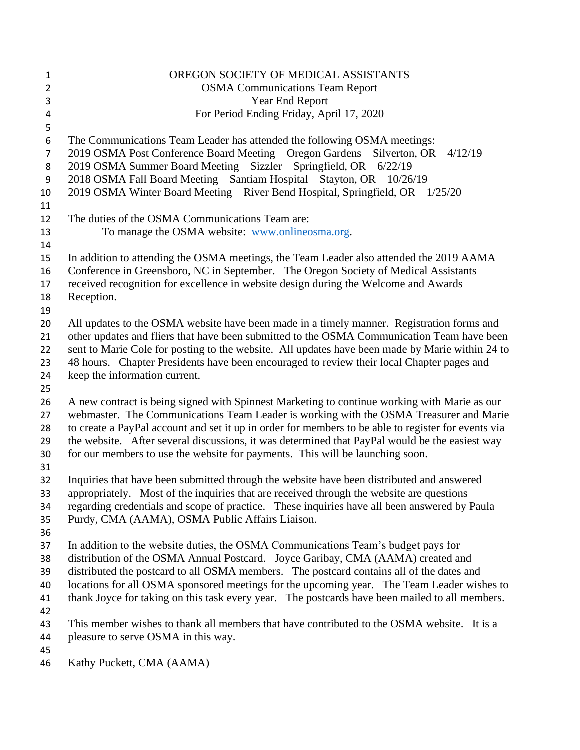# OREGON SOCIETY OF MEDICAL ASSISTANTS

## OSMA Communications Team Report

### Year End Report

### For Period Ending Friday, April 17, 2020

The Communications Team Leader has attended the following OSMA meetings:
2019 OSMA Post Conference Board Meeting – Oregon Gardens – Silverton, OR – 4/12/19
2019 OSMA Summer Board Meeting – Sizzler – Springfield, OR – 6/22/19
2018 OSMA Fall Board Meeting – Santiam Hospital – Stayton, OR – 10/26/19
2019 OSMA Winter Board Meeting – River Bend Hospital, Springfield, OR – 1/25/20

The duties of the OSMA Communications Team are:

To manage the OSMA website: [www.onlineosma.org](http://www.onlineosma.org).

In addition to attending the OSMA meetings, the Team Leader also attended the 2019 AAMA Conference in Greensboro, NC in September. The Oregon Society of Medical Assistants received recognition for excellence in website design during the Welcome and Awards Reception.

All updates to the OSMA website have been made in a timely manner. Registration forms and other updates and fliers that have been submitted to the OSMA Communication Team have been sent to Marie Cole for posting to the website. All updates have been made by Marie within 24 to 48 hours. Chapter Presidents have been encouraged to review their local Chapter pages and keep the information current.

A new contract is being signed with Spinnest Marketing to continue working with Marie as our webmaster. The Communications Team Leader is working with the OSMA Treasurer and Marie to create a PayPal account and set it up in order for members to be able to register for events via the website. After several discussions, it was determined that PayPal would be the easiest way for our members to use the website for payments. This will be launching soon.

Inquiries that have been submitted through the website have been distributed and answered appropriately. Most of the inquiries that are received through the website are questions regarding credentials and scope of practice. These inquiries have all been answered by Paula Purdy, CMA (AAMA), OSMA Public Affairs Liaison.

In addition to the website duties, the OSMA Communications Team's budget pays for distribution of the OSMA Annual Postcard. Joyce Garibay, CMA (AAMA) created and distributed the postcard to all OSMA members. The postcard contains all of the dates and locations for all OSMA sponsored meetings for the upcoming year. The Team Leader wishes to thank Joyce for taking on this task every year. The postcards have been mailed to all members.

This member wishes to thank all members that have contributed to the OSMA website. It is a pleasure to serve OSMA in this way.

Kathy Puckett, CMA (AAMA)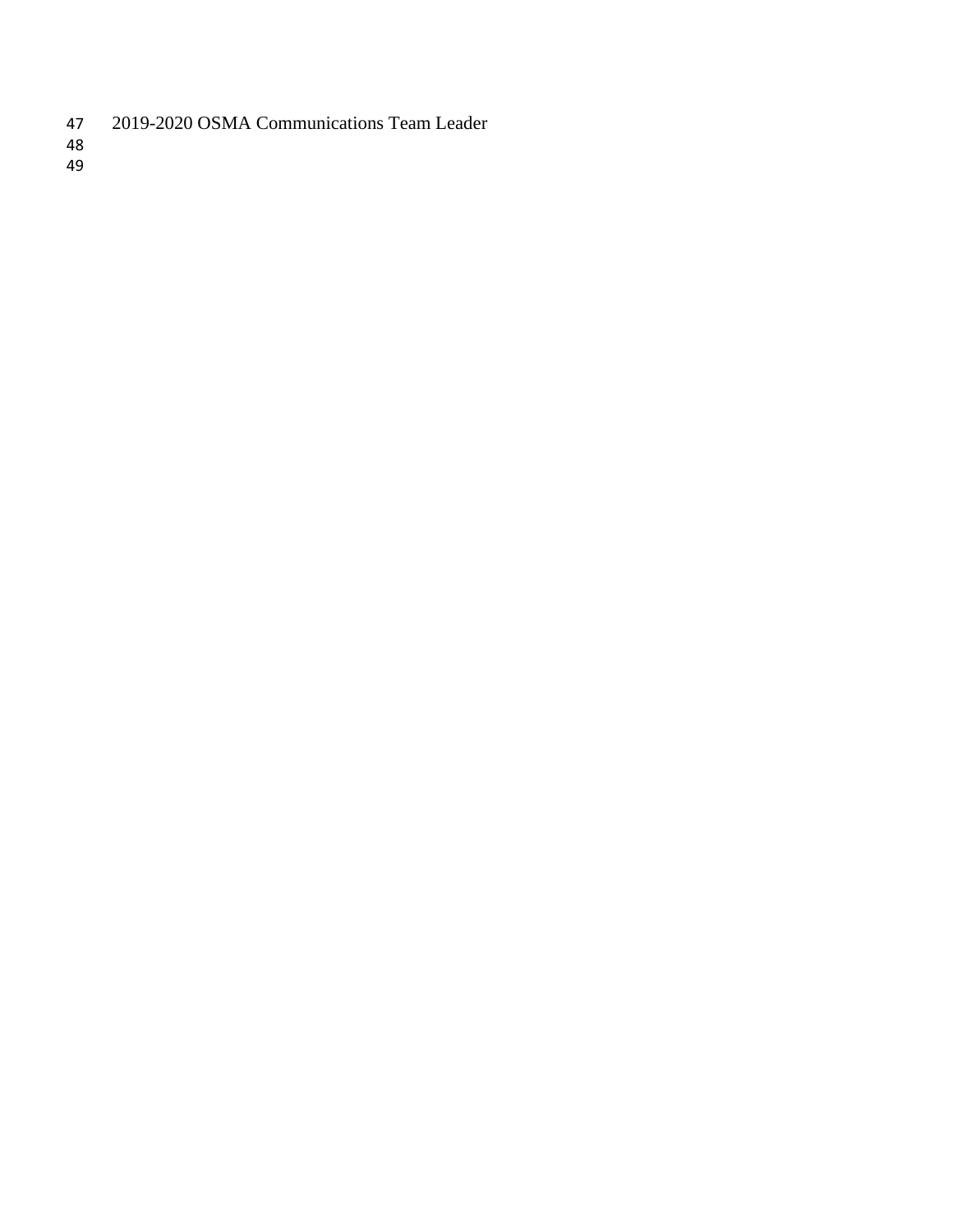2019-2020 OSMA Communications Team Leader